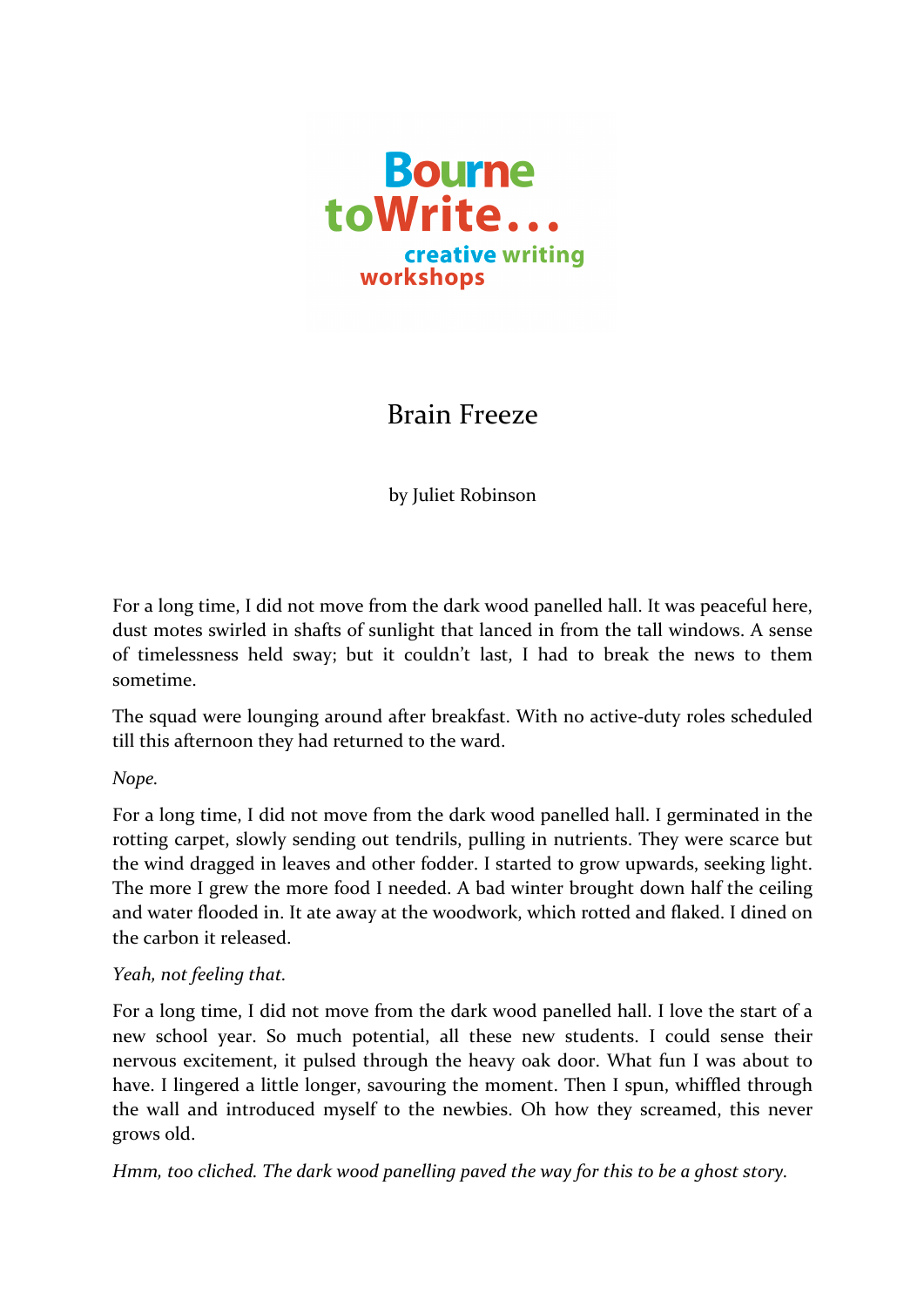Bourne toWrite... creative writing workshops

# Brain Freeze

by Juliet Robinson

For a long time, I did not move from the dark wood panelled hall. It was peaceful here, dust motes swirled in shafts of sunlight that lanced in from the tall windows. A sense of timelessness held sway; but it couldn't last, I had to break the news to them sometime.

The squad were lounging around after breakfast. With no active-duty roles scheduled till this afternoon they had returned to the ward.

*Nope.*

For a long time, I did not move from the dark wood panelled hall. I germinated in the rotting carpet, slowly sending out tendrils, pulling in nutrients. They were scarce but the wind dragged in leaves and other fodder. I started to grow upwards, seeking light. The more I grew the more food I needed. A bad winter brought down half the ceiling and water flooded in. It ate away at the woodwork, which rotted and flaked. I dined on the carbon it released.

*Yeah, not feeling that.*

For a long time, I did not move from the dark wood panelled hall. I love the start of a new school year. So much potential, all these new students. I could sense their nervous excitement, it pulsed through the heavy oak door. What fun I was about to have. I lingered a little longer, savouring the moment. Then I spun, whiffled through the wall and introduced myself to the newbies. Oh how they screamed, this never grows old.

*Hmm, too cliched. The dark wood panelling paved the way for this to be a ghost story.*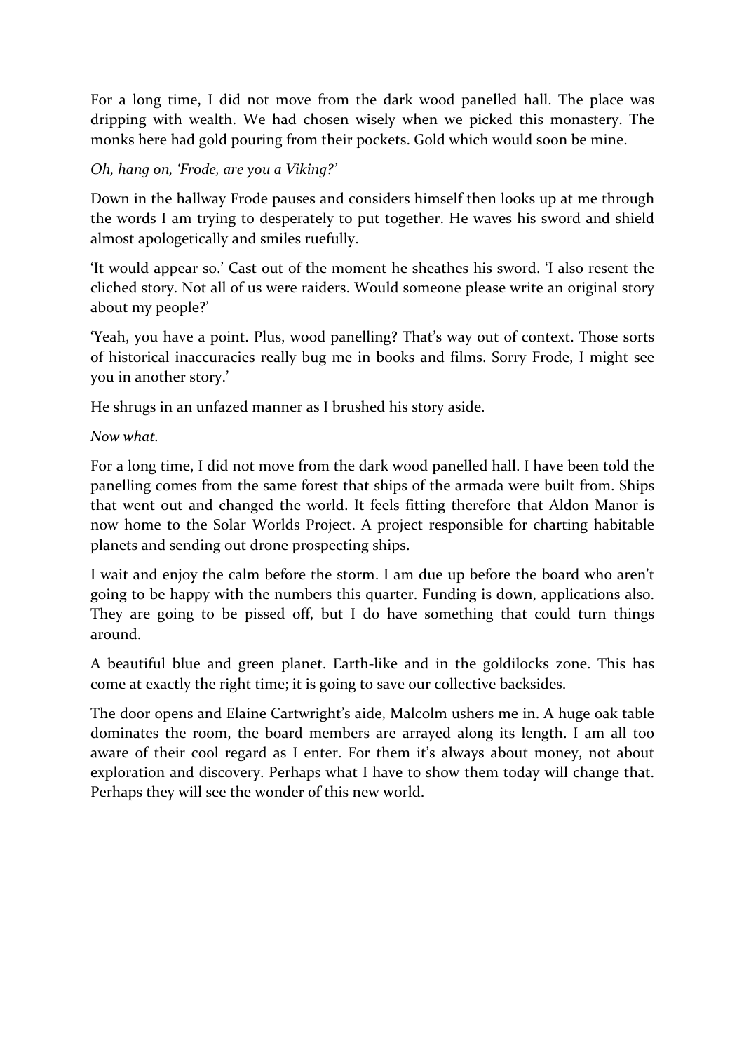For a long time, I did not move from the dark wood panelled hall. The place was dripping with wealth. We had chosen wisely when we picked this monastery. The monks here had gold pouring from their pockets. Gold which would soon be mine.

*Oh, hang on, 'Frode, are you a Viking?'*

Down in the hallway Frode pauses and considers himself then looks up at me through the words I am trying to desperately to put together. He waves his sword and shield almost apologetically and smiles ruefully.

'It would appear so.' Cast out of the moment he sheathes his sword. 'I also resent the cliched story. Not all of us were raiders. Would someone please write an original story about my people?'

'Yeah, you have a point. Plus, wood panelling? That's way out of context. Those sorts of historical inaccuracies really bug me in books and films. Sorry Frode, I might see you in another story.'

He shrugs in an unfazed manner as I brushed his story aside.

*Now what.*

For a long time, I did not move from the dark wood panelled hall. I have been told the panelling comes from the same forest that ships of the armada were built from. Ships that went out and changed the world. It feels fitting therefore that Aldon Manor is now home to the Solar Worlds Project. A project responsible for charting habitable planets and sending out drone prospecting ships.

I wait and enjoy the calm before the storm. I am due up before the board who aren't going to be happy with the numbers this quarter. Funding is down, applications also. They are going to be pissed off, but I do have something that could turn things around.

A beautiful blue and green planet. Earth-like and in the goldilocks zone. This has come at exactly the right time; it is going to save our collective backsides.

The door opens and Elaine Cartwright's aide, Malcolm ushers me in. A huge oak table dominates the room, the board members are arrayed along its length. I am all too aware of their cool regard as I enter. For them it's always about money, not about exploration and discovery. Perhaps what I have to show them today will change that. Perhaps they will see the wonder of this new world.